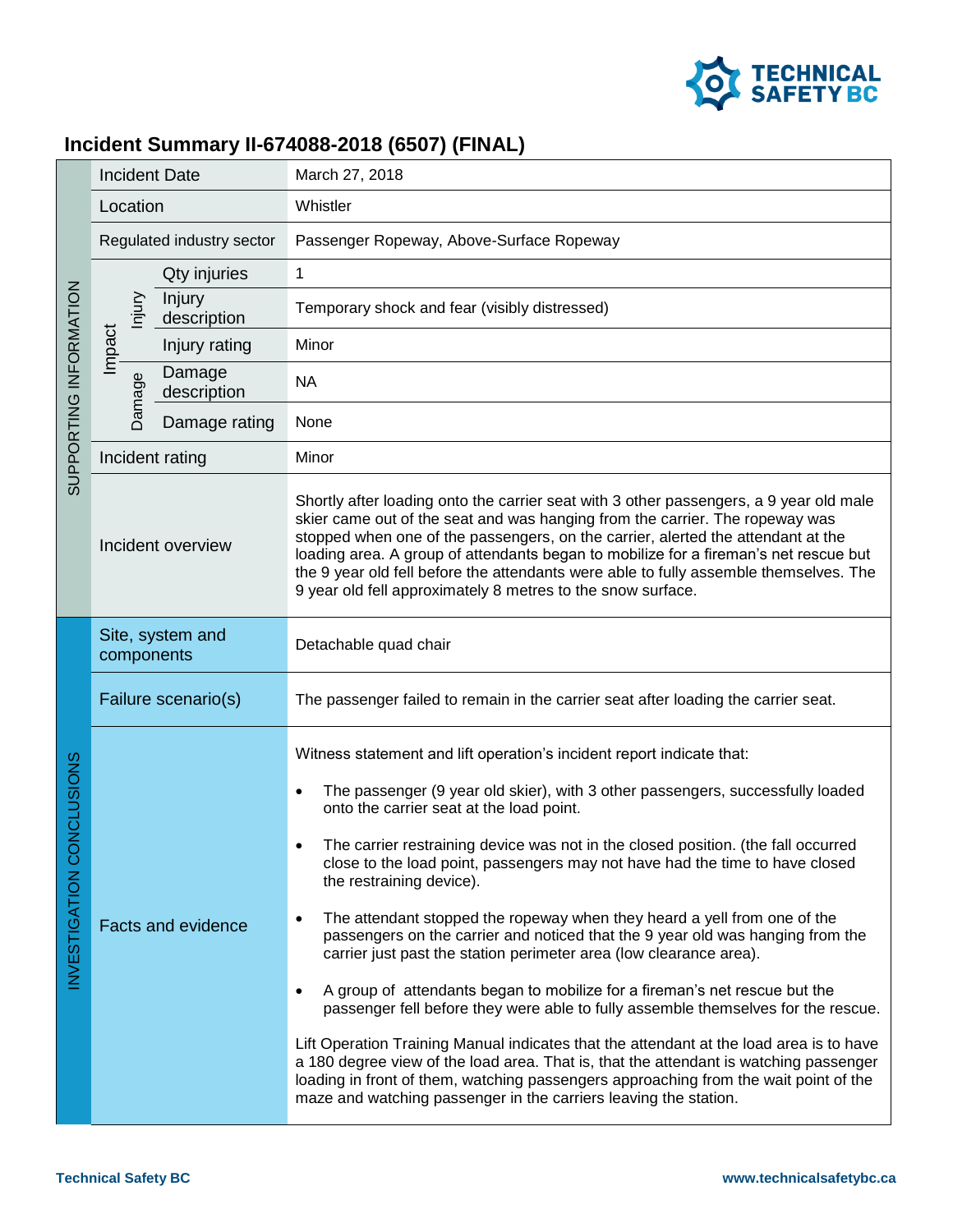# Incident Summary II-674088-2018 (6507) (FINAL)

| Section | Field | | Value |
|---|---|---|---|
| SUPPORTING INFORMATION | Incident Date | | March 27, 2018 |
| | Location | | Whistler |
| | Regulated industry sector | | Passenger Ropeway, Above-Surface Ropeway |
| | Impact – Injury | Qty injuries | 1 |
| | | Injury description | Temporary shock and fear (visibly distressed) |
| | | Injury rating | Minor |
| | Impact – Damage | Damage description | NA |
| | | Damage rating | None |
| | Incident rating | | Minor |
| | Incident overview | | Shortly after loading onto the carrier seat with 3 other passengers, a 9 year old male skier came out of the seat and was hanging from the carrier. The ropeway was stopped when one of the passengers, on the carrier, alerted the attendant at the loading area. A group of attendants began to mobilize for a fireman's net rescue but the 9 year old fell before the attendants were able to fully assemble themselves. The 9 year old fell approximately 8 metres to the snow surface. |
| INVESTIGATION CONCLUSIONS | Site, system and components | | Detachable quad chair |
| | Failure scenario(s) | | The passenger failed to remain in the carrier seat after loading the carrier seat. |
| | Facts and evidence | | Witness statement and lift operation's incident report indicate that:<br>• The passenger (9 year old skier), with 3 other passengers, successfully loaded onto the carrier seat at the load point.<br>• The carrier restraining device was not in the closed position. (the fall occurred close to the load point, passengers may not have had the time to have closed the restraining device).<br>• The attendant stopped the ropeway when they heard a yell from one of the passengers on the carrier and noticed that the 9 year old was hanging from the carrier just past the station perimeter area (low clearance area).<br>• A group of attendants began to mobilize for a fireman's net rescue but the passenger fell before they were able to fully assemble themselves for the rescue.<br><br>Lift Operation Training Manual indicates that the attendant at the load area is to have a 180 degree view of the load area. That is, that the attendant is watching passenger loading in front of them, watching passengers approaching from the wait point of the maze and watching passenger in the carriers leaving the station. |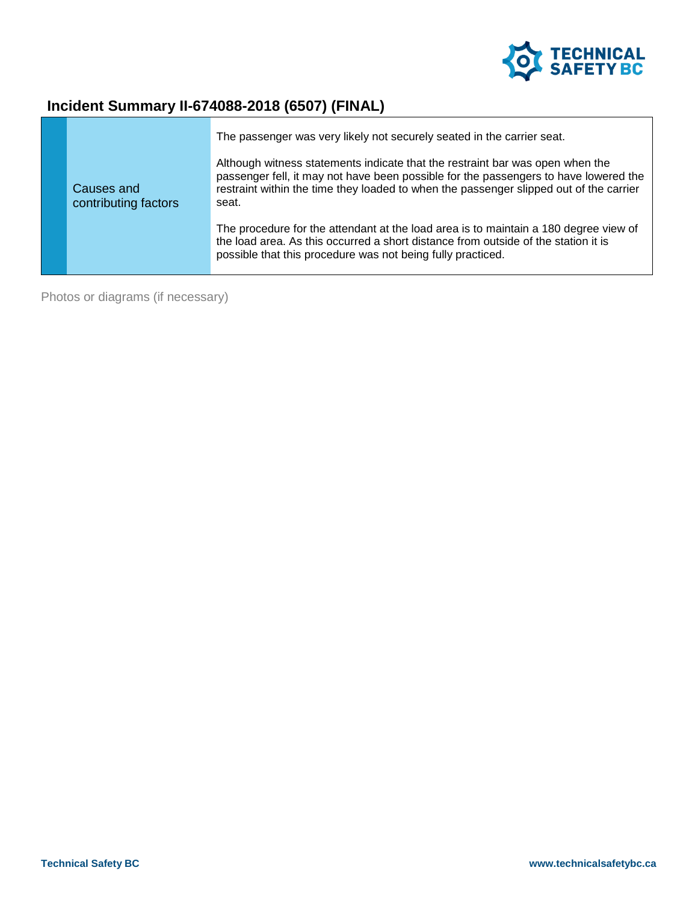## Incident Summary II-674088-2018 (6507) (FINAL)

| | |
|---|---|
| Causes and contributing factors | The passenger was very likely not securely seated in the carrier seat.<br><br>Although witness statements indicate that the restraint bar was open when the passenger fell, it may not have been possible for the passengers to have lowered the restraint within the time they loaded to when the passenger slipped out of the carrier seat.<br><br>The procedure for the attendant at the load area is to maintain a 180 degree view of the load area. As this occurred a short distance from outside of the station it is possible that this procedure was not being fully practiced. |

Photos or diagrams (if necessary)